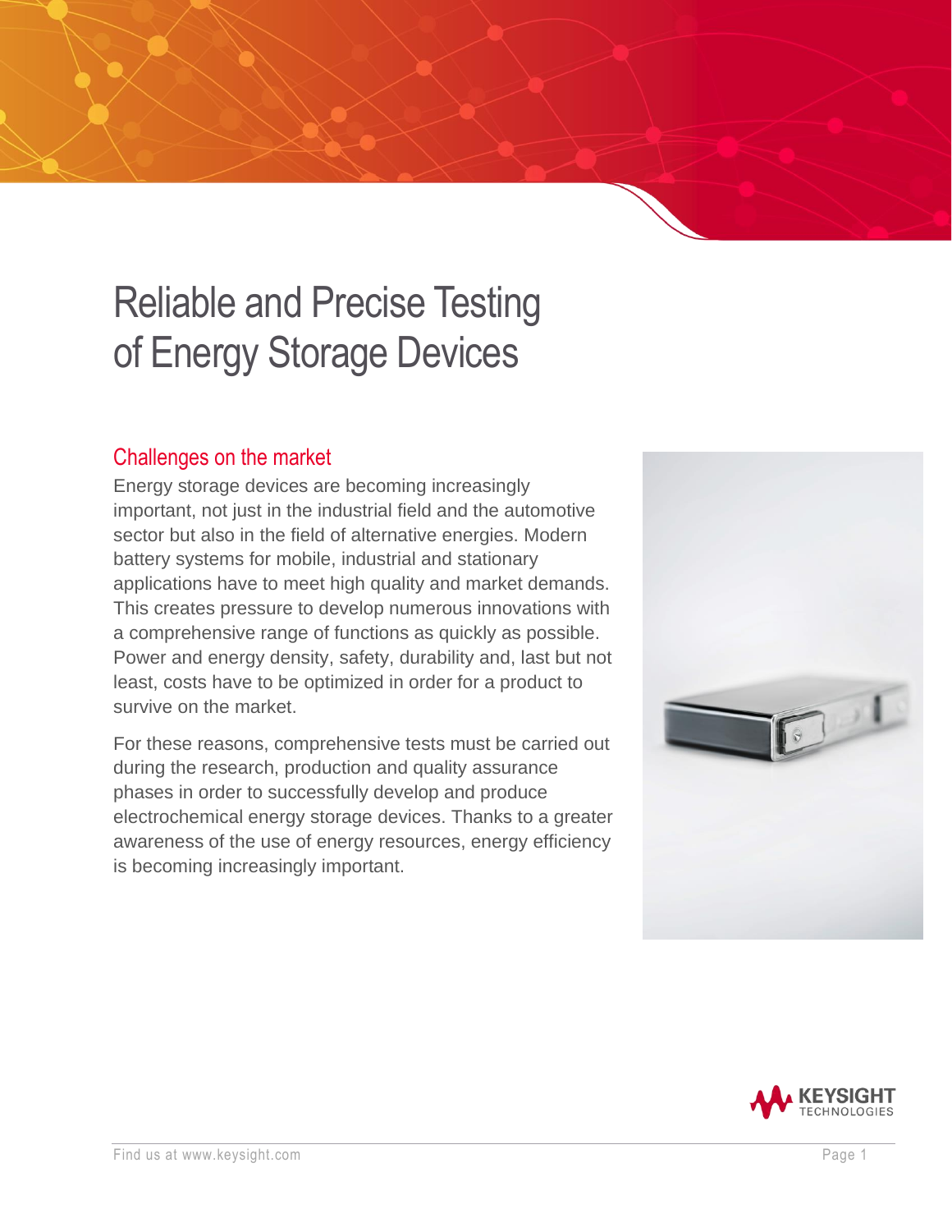# Reliable and Precise Testing of Energy Storage Devices

## Challenges on the market

Energy storage devices are becoming increasingly important, not just in the industrial field and the automotive sector but also in the field of alternative energies. Modern battery systems for mobile, industrial and stationary applications have to meet high quality and market demands. This creates pressure to develop numerous innovations with a comprehensive range of functions as quickly as possible. Power and energy density, safety, durability and, last but not least, costs have to be optimized in order for a product to survive on the market.

For these reasons, comprehensive tests must be carried out during the research, production and quality assurance phases in order to successfully develop and produce electrochemical energy storage devices. Thanks to a greater awareness of the use of energy resources, energy efficiency is becoming increasingly important.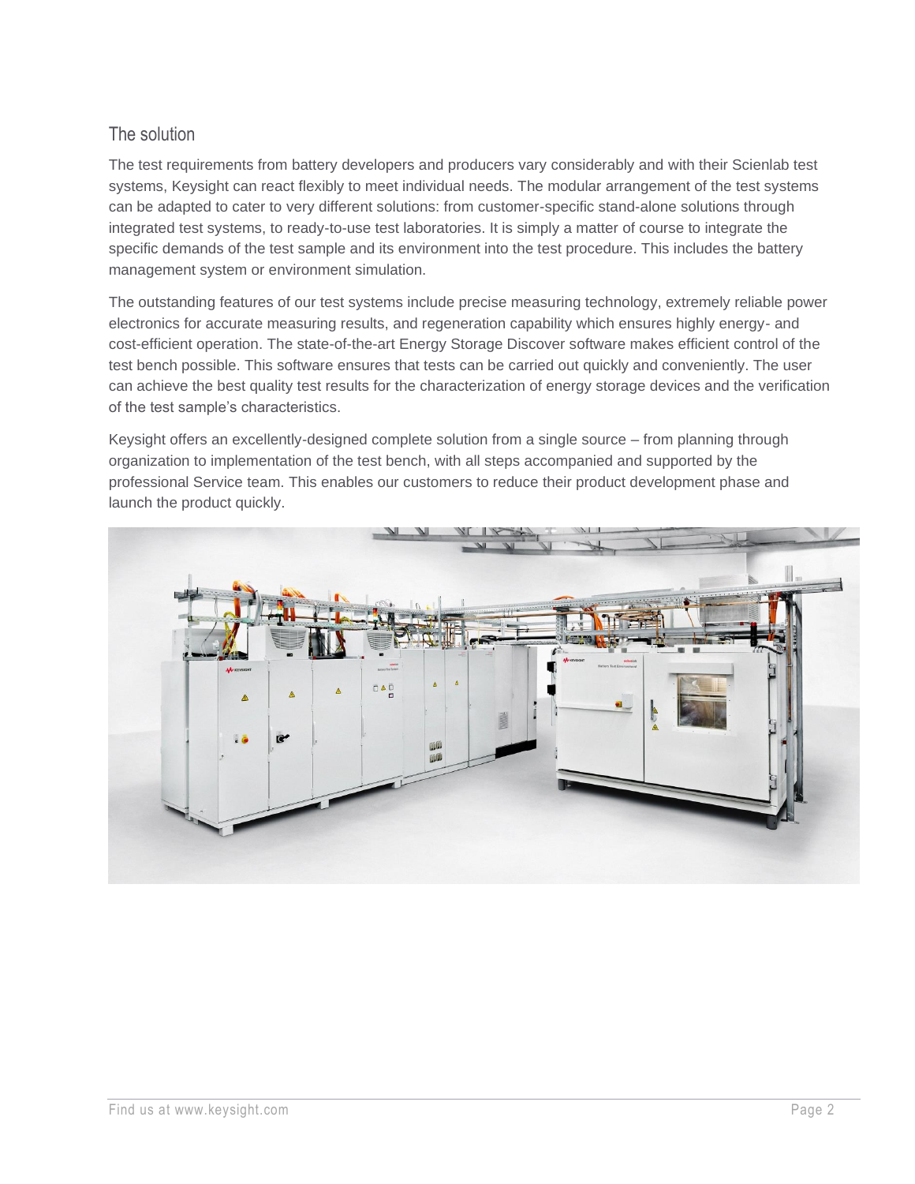## The solution

The test requirements from battery developers and producers vary considerably and with their Scienlab test systems, Keysight can react flexibly to meet individual needs. The modular arrangement of the test systems can be adapted to cater to very different solutions: from customer-specific stand-alone solutions through integrated test systems, to ready-to-use test laboratories. It is simply a matter of course to integrate the specific demands of the test sample and its environment into the test procedure. This includes the battery management system or environment simulation.

The outstanding features of our test systems include precise measuring technology, extremely reliable power electronics for accurate measuring results, and regeneration capability which ensures highly energy- and cost-efficient operation. The state-of-the-art Energy Storage Discover software makes efficient control of the test bench possible. This software ensures that tests can be carried out quickly and conveniently. The user can achieve the best quality test results for the characterization of energy storage devices and the verification of the test sample's characteristics.

Keysight offers an excellently-designed complete solution from a single source – from planning through organization to implementation of the test bench, with all steps accompanied and supported by the professional Service team. This enables our customers to reduce their product development phase and launch the product quickly.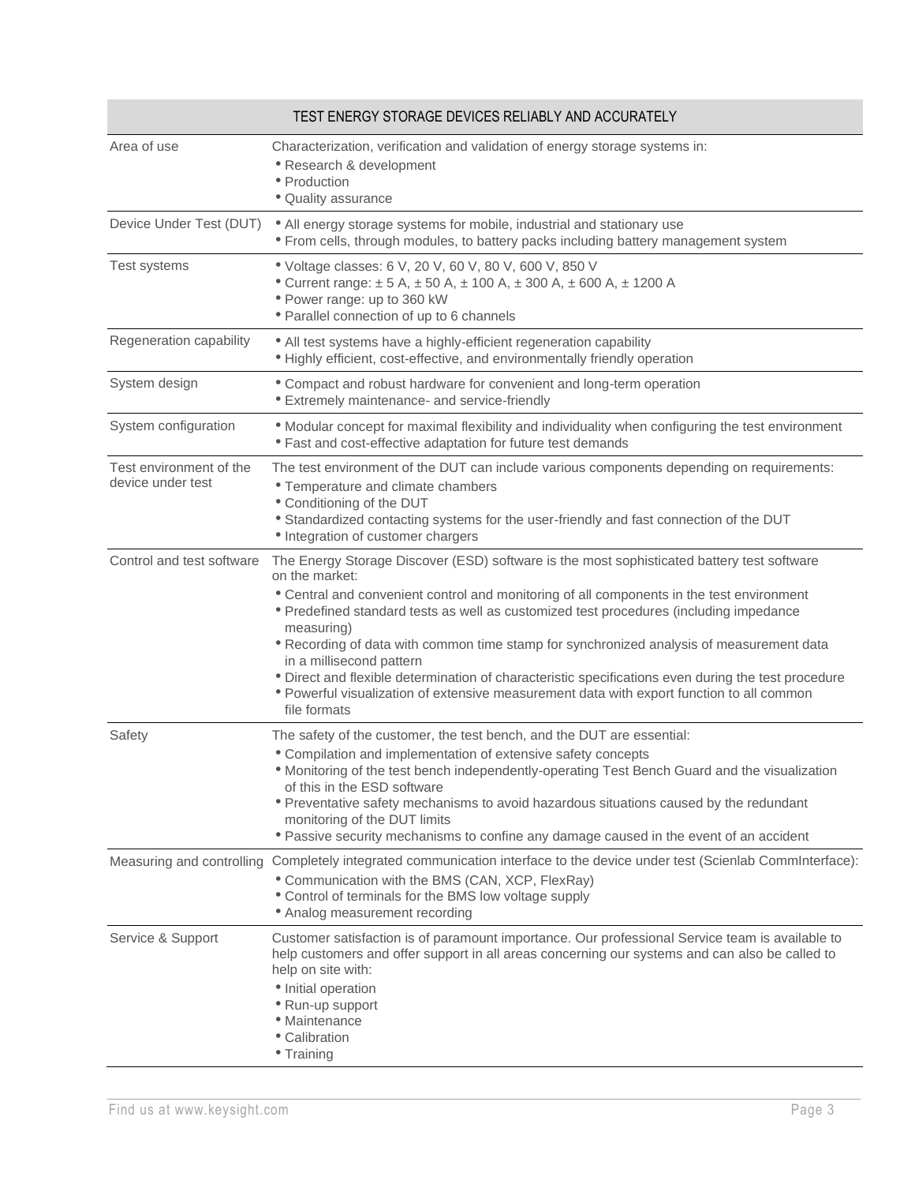| TEST ENERGY STORAGE DEVICES RELIABLY AND ACCURATELY | |
|---|---|
| Area of use | Characterization, verification and validation of energy storage systems in:<br>• Research & development<br>• Production<br>• Quality assurance |
| Device Under Test (DUT) | • All energy storage systems for mobile, industrial and stationary use<br>• From cells, through modules, to battery packs including battery management system |
| Test systems | • Voltage classes: 6 V, 20 V, 60 V, 80 V, 600 V, 850 V<br>• Current range: ± 5 A, ± 50 A, ± 100 A, ± 300 A, ± 600 A, ± 1200 A<br>• Power range: up to 360 kW<br>• Parallel connection of up to 6 channels |
| Regeneration capability | • All test systems have a highly-efficient regeneration capability<br>• Highly efficient, cost-effective, and environmentally friendly operation |
| System design | • Compact and robust hardware for convenient and long-term operation<br>• Extremely maintenance- and service-friendly |
| System configuration | • Modular concept for maximal flexibility and individuality when configuring the test environment<br>• Fast and cost-effective adaptation for future test demands |
| Test environment of the device under test | The test environment of the DUT can include various components depending on requirements:<br>• Temperature and climate chambers<br>• Conditioning of the DUT<br>• Standardized contacting systems for the user-friendly and fast connection of the DUT<br>• Integration of customer chargers |
| Control and test software | The Energy Storage Discover (ESD) software is the most sophisticated battery test software on the market:<br>• Central and convenient control and monitoring of all components in the test environment<br>• Predefined standard tests as well as customized test procedures (including impedance measuring)<br>• Recording of data with common time stamp for synchronized analysis of measurement data in a millisecond pattern<br>• Direct and flexible determination of characteristic specifications even during the test procedure<br>• Powerful visualization of extensive measurement data with export function to all common file formats |
| Safety | The safety of the customer, the test bench, and the DUT are essential:<br>• Compilation and implementation of extensive safety concepts<br>• Monitoring of the test bench independently-operating Test Bench Guard and the visualization of this in the ESD software<br>• Preventative safety mechanisms to avoid hazardous situations caused by the redundant monitoring of the DUT limits<br>• Passive security mechanisms to confine any damage caused in the event of an accident |
| Measuring and controlling | Completely integrated communication interface to the device under test (Scienlab CommInterface):<br>• Communication with the BMS (CAN, XCP, FlexRay)<br>• Control of terminals for the BMS low voltage supply<br>• Analog measurement recording |
| Service & Support | Customer satisfaction is of paramount importance. Our professional Service team is available to help customers and offer support in all areas concerning our systems and can also be called to help on site with:<br>• Initial operation<br>• Run-up support<br>• Maintenance<br>• Calibration<br>• Training |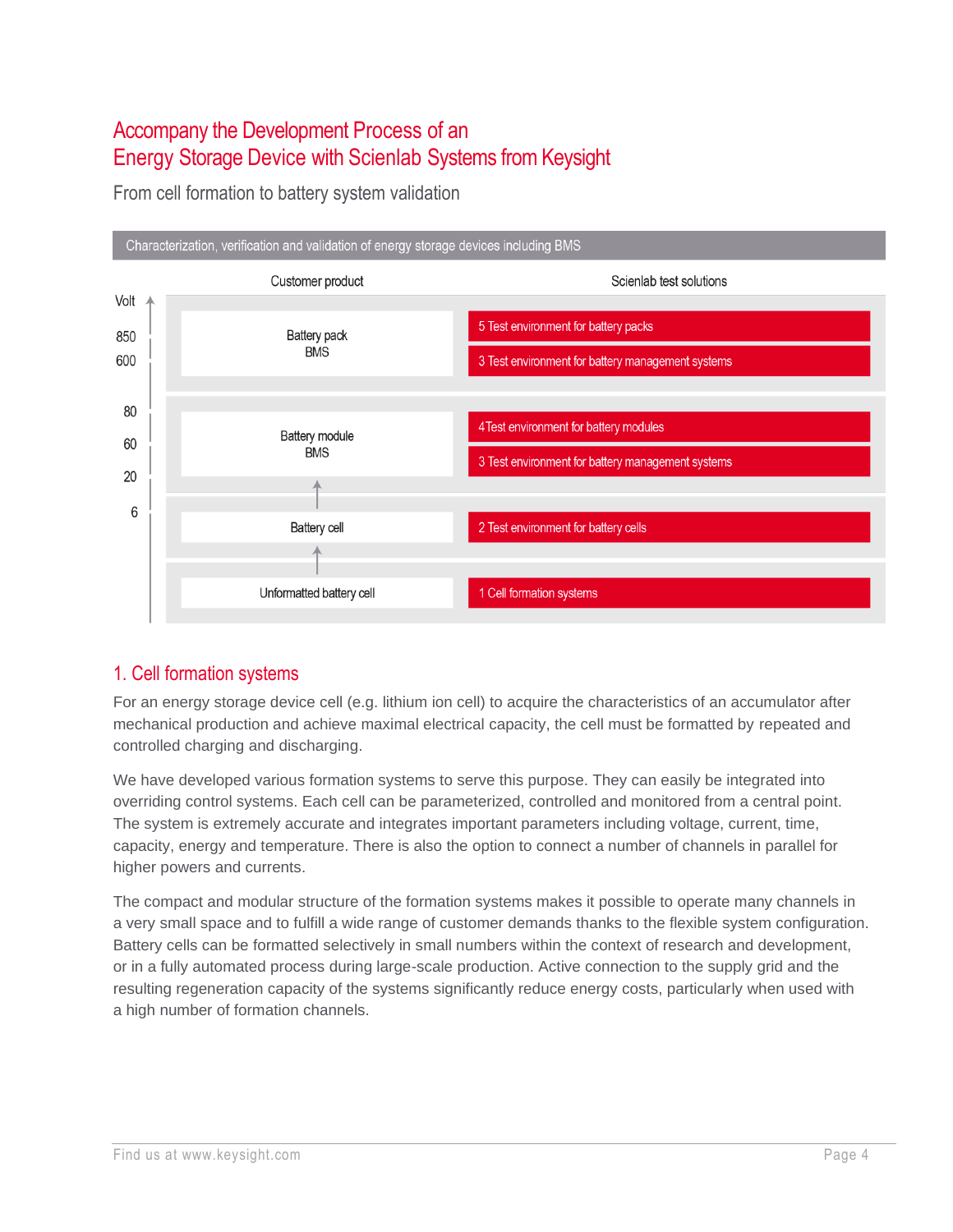# Accompany the Development Process of an Energy Storage Device with Scienlab Systems from Keysight

From cell formation to battery system validation

**Characterization, verification and validation of energy storage devices including BMS**

| Volt | Customer product | Scienlab test solutions |
|---|---|---|
| 850 / 600 | Battery pack BMS | 5 Test environment for battery packs |
| | | 3 Test environment for battery management systems |
| 80 / 60 / 20 | Battery module BMS | 4 Test environment for battery modules |
| | | 3 Test environment for battery management systems |
| 6 | Battery cell | 2 Test environment for battery cells |
| | Unformatted battery cell | 1 Cell formation systems |

## 1. Cell formation systems

For an energy storage device cell (e.g. lithium ion cell) to acquire the characteristics of an accumulator after mechanical production and achieve maximal electrical capacity, the cell must be formatted by repeated and controlled charging and discharging.

We have developed various formation systems to serve this purpose. They can easily be integrated into overriding control systems. Each cell can be parameterized, controlled and monitored from a central point. The system is extremely accurate and integrates important parameters including voltage, current, time, capacity, energy and temperature. There is also the option to connect a number of channels in parallel for higher powers and currents.

The compact and modular structure of the formation systems makes it possible to operate many channels in a very small space and to fulfill a wide range of customer demands thanks to the flexible system configuration. Battery cells can be formatted selectively in small numbers within the context of research and development, or in a fully automated process during large-scale production. Active connection to the supply grid and the resulting regeneration capacity of the systems significantly reduce energy costs, particularly when used with a high number of formation channels.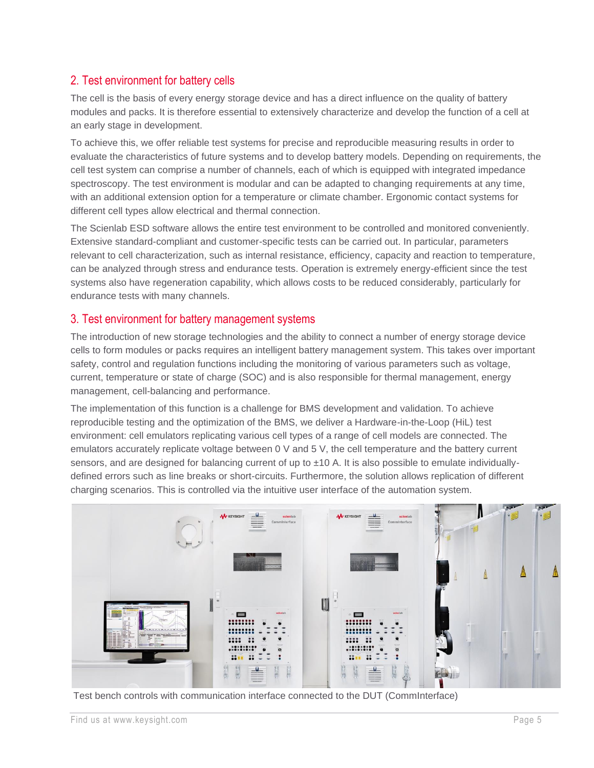## 2. Test environment for battery cells

The cell is the basis of every energy storage device and has a direct influence on the quality of battery modules and packs. It is therefore essential to extensively characterize and develop the function of a cell at an early stage in development.

To achieve this, we offer reliable test systems for precise and reproducible measuring results in order to evaluate the characteristics of future systems and to develop battery models. Depending on requirements, the cell test system can comprise a number of channels, each of which is equipped with integrated impedance spectroscopy. The test environment is modular and can be adapted to changing requirements at any time, with an additional extension option for a temperature or climate chamber. Ergonomic contact systems for different cell types allow electrical and thermal connection.

The Scienlab ESD software allows the entire test environment to be controlled and monitored conveniently. Extensive standard-compliant and customer-specific tests can be carried out. In particular, parameters relevant to cell characterization, such as internal resistance, efficiency, capacity and reaction to temperature, can be analyzed through stress and endurance tests. Operation is extremely energy-efficient since the test systems also have regeneration capability, which allows costs to be reduced considerably, particularly for endurance tests with many channels.

## 3. Test environment for battery management systems

The introduction of new storage technologies and the ability to connect a number of energy storage device cells to form modules or packs requires an intelligent battery management system. This takes over important safety, control and regulation functions including the monitoring of various parameters such as voltage, current, temperature or state of charge (SOC) and is also responsible for thermal management, energy management, cell-balancing and performance.

The implementation of this function is a challenge for BMS development and validation. To achieve reproducible testing and the optimization of the BMS, we deliver a Hardware-in-the-Loop (HiL) test environment: cell emulators replicating various cell types of a range of cell models are connected. The emulators accurately replicate voltage between 0 V and 5 V, the cell temperature and the battery current sensors, and are designed for balancing current of up to ±10 A. It is also possible to emulate individually-defined errors such as line breaks or short-circuits. Furthermore, the solution allows replication of different charging scenarios. This is controlled via the intuitive user interface of the automation system.

Test bench controls with communication interface connected to the DUT (CommInterface)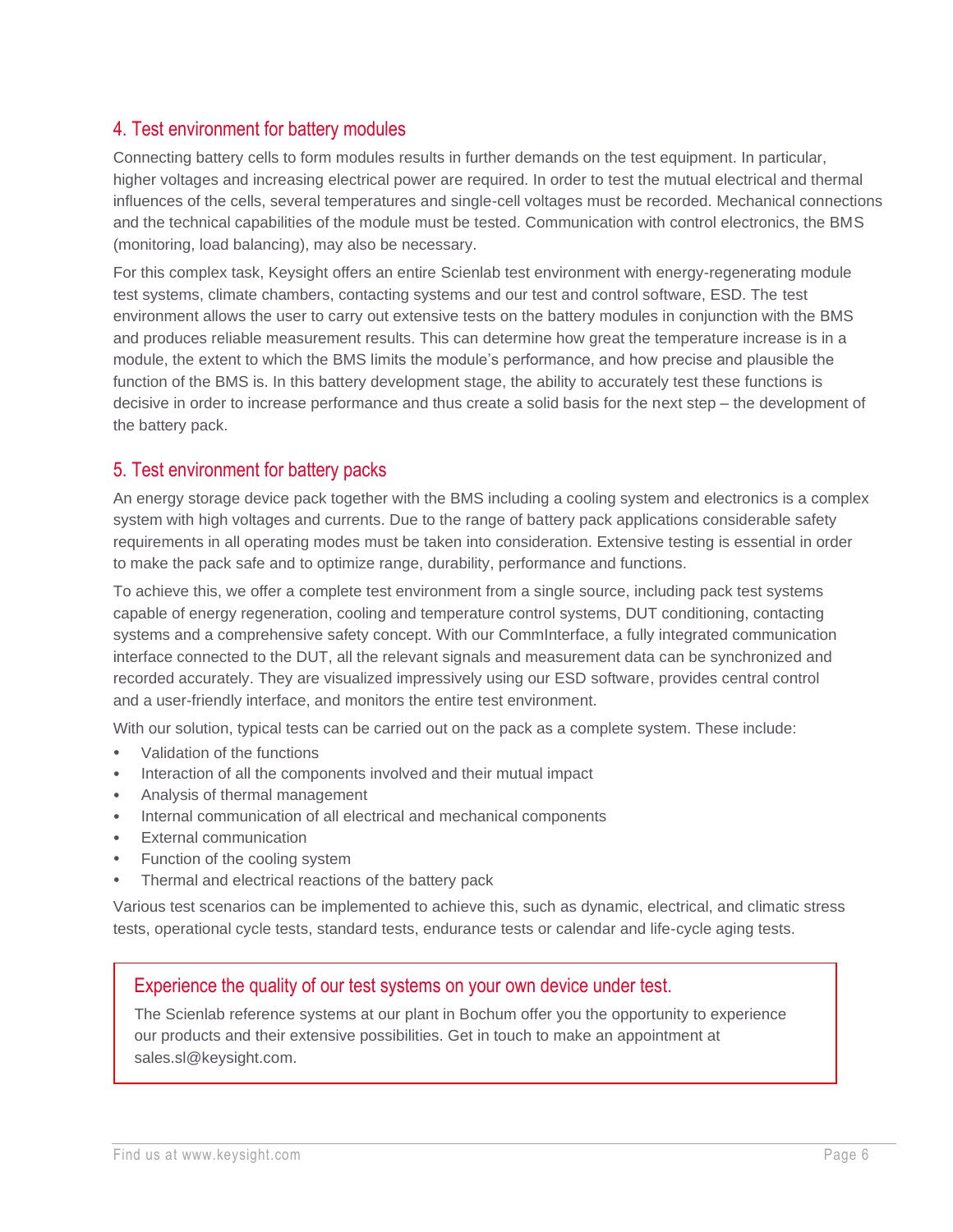## 4. Test environment for battery modules

Connecting battery cells to form modules results in further demands on the test equipment. In particular, higher voltages and increasing electrical power are required. In order to test the mutual electrical and thermal influences of the cells, several temperatures and single-cell voltages must be recorded. Mechanical connections and the technical capabilities of the module must be tested. Communication with control electronics, the BMS (monitoring, load balancing), may also be necessary.

For this complex task, Keysight offers an entire Scienlab test environment with energy-regenerating module test systems, climate chambers, contacting systems and our test and control software, ESD. The test environment allows the user to carry out extensive tests on the battery modules in conjunction with the BMS and produces reliable measurement results. This can determine how great the temperature increase is in a module, the extent to which the BMS limits the module's performance, and how precise and plausible the function of the BMS is. In this battery development stage, the ability to accurately test these functions is decisive in order to increase performance and thus create a solid basis for the next step – the development of the battery pack.

## 5. Test environment for battery packs

An energy storage device pack together with the BMS including a cooling system and electronics is a complex system with high voltages and currents. Due to the range of battery pack applications considerable safety requirements in all operating modes must be taken into consideration. Extensive testing is essential in order to make the pack safe and to optimize range, durability, performance and functions.

To achieve this, we offer a complete test environment from a single source, including pack test systems capable of energy regeneration, cooling and temperature control systems, DUT conditioning, contacting systems and a comprehensive safety concept. With our CommInterface, a fully integrated communication interface connected to the DUT, all the relevant signals and measurement data can be synchronized and recorded accurately. They are visualized impressively using our ESD software, provides central control and a user-friendly interface, and monitors the entire test environment.

With our solution, typical tests can be carried out on the pack as a complete system. These include:

- Validation of the functions
- Interaction of all the components involved and their mutual impact
- Analysis of thermal management
- Internal communication of all electrical and mechanical components
- External communication
- Function of the cooling system
- Thermal and electrical reactions of the battery pack

Various test scenarios can be implemented to achieve this, such as dynamic, electrical, and climatic stress tests, operational cycle tests, standard tests, endurance tests or calendar and life-cycle aging tests.

### Experience the quality of our test systems on your own device under test.

The Scienlab reference systems at our plant in Bochum offer you the opportunity to experience our products and their extensive possibilities. Get in touch to make an appointment at sales.sl@keysight.com.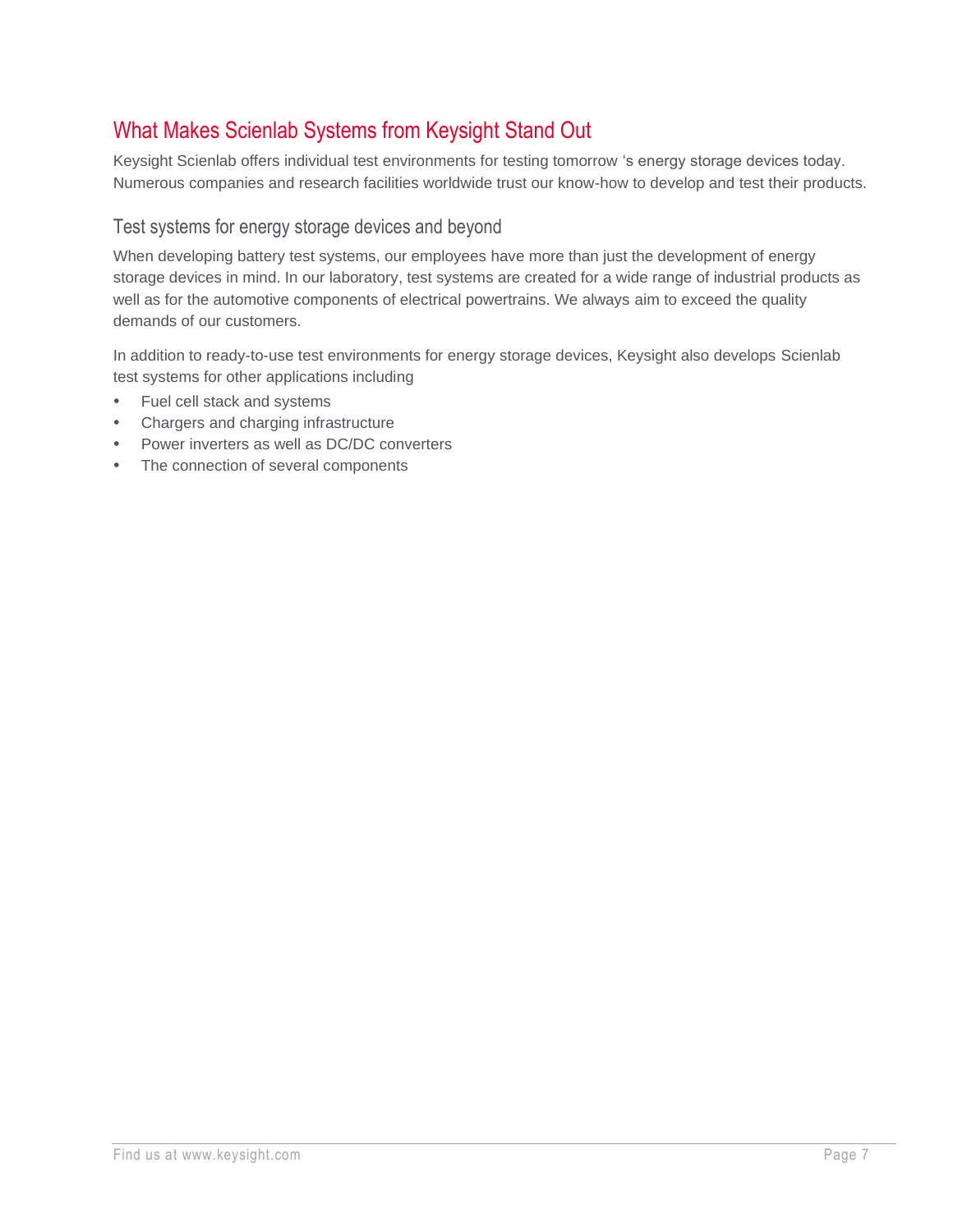## What Makes Scienlab Systems from Keysight Stand Out

Keysight Scienlab offers individual test environments for testing tomorrow 's energy storage devices today. Numerous companies and research facilities worldwide trust our know-how to develop and test their products.

### Test systems for energy storage devices and beyond

When developing battery test systems, our employees have more than just the development of energy storage devices in mind. In our laboratory, test systems are created for a wide range of industrial products as well as for the automotive components of electrical powertrains. We always aim to exceed the quality demands of our customers.

In addition to ready-to-use test environments for energy storage devices, Keysight also develops Scienlab test systems for other applications including

- Fuel cell stack and systems
- Chargers and charging infrastructure
- Power inverters as well as DC/DC converters
- The connection of several components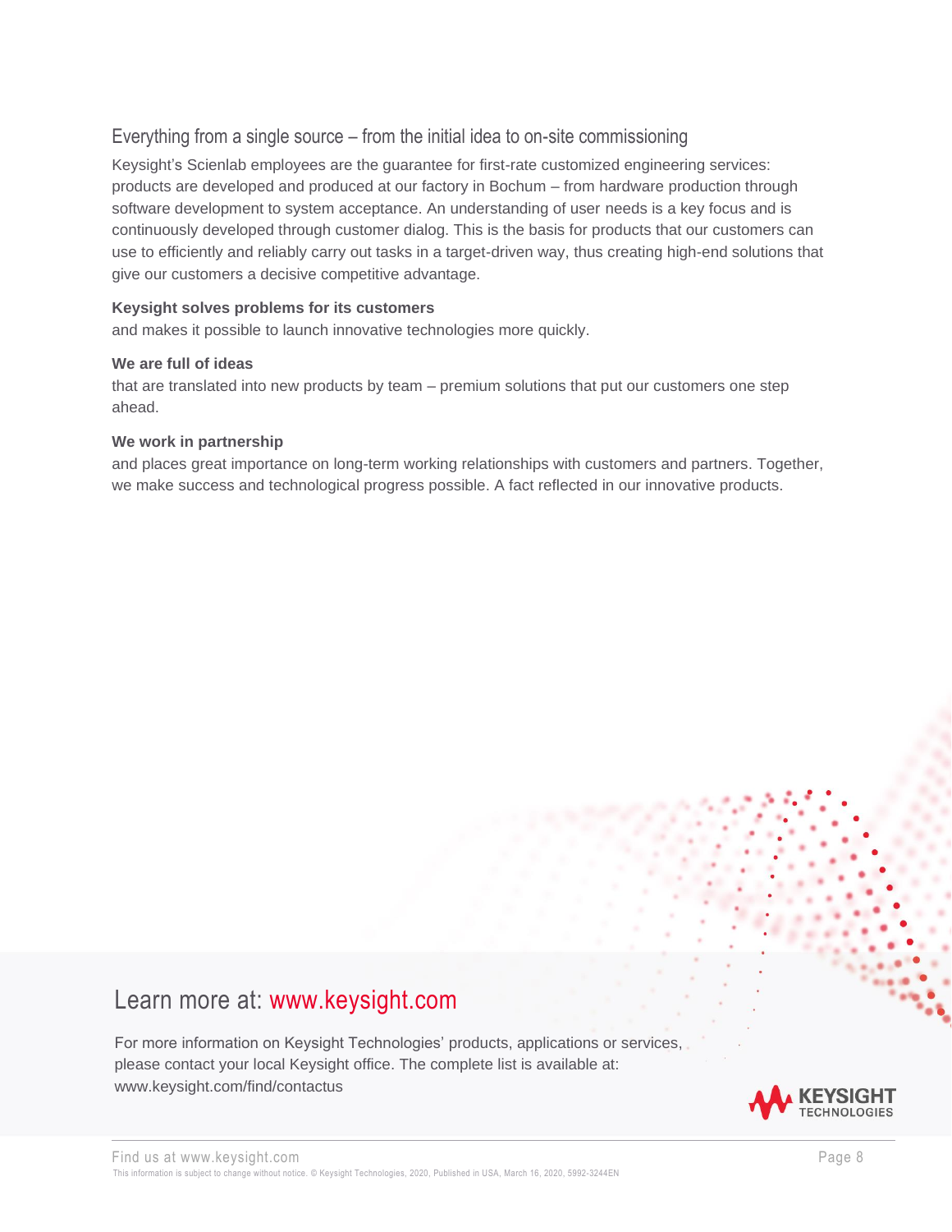## Everything from a single source – from the initial idea to on-site commissioning

Keysight's Scienlab employees are the guarantee for first-rate customized engineering services: products are developed and produced at our factory in Bochum – from hardware production through software development to system acceptance. An understanding of user needs is a key focus and is continuously developed through customer dialog. This is the basis for products that our customers can use to efficiently and reliably carry out tasks in a target-driven way, thus creating high-end solutions that give our customers a decisive competitive advantage.

**Keysight solves problems for its customers**
and makes it possible to launch innovative technologies more quickly.

**We are full of ideas**
that are translated into new products by team – premium solutions that put our customers one step ahead.

**We work in partnership**
and places great importance on long-term working relationships with customers and partners. Together, we make success and technological progress possible. A fact reflected in our innovative products.

## Learn more at: www.keysight.com

For more information on Keysight Technologies' products, applications or services, please contact your local Keysight office. The complete list is available at: www.keysight.com/find/contactus

KEYSIGHT TECHNOLOGIES

This information is subject to change without notice. © Keysight Technologies, 2020, Published in USA, March 16, 2020, 5992-3244EN